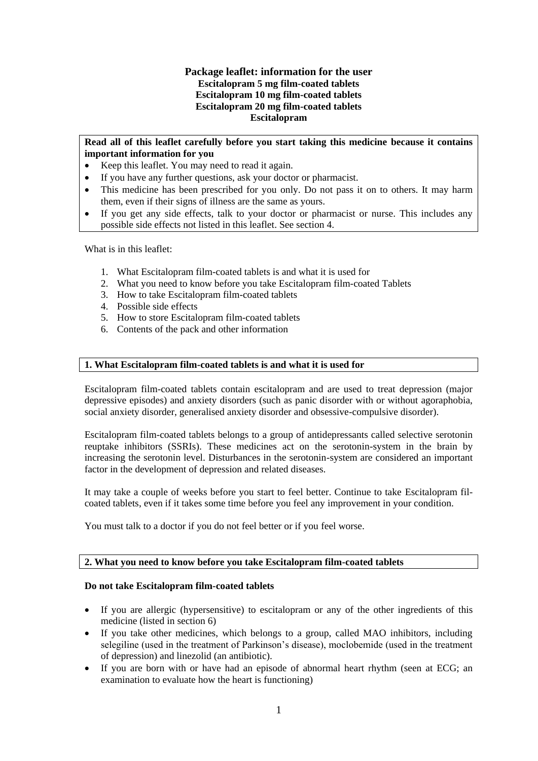# Package leaflet: information for the user

**Escitalopram 5 mg film-coated tablets**
**Escitalopram 10 mg film-coated tablets**
**Escitalopram 20 mg film-coated tablets**
**Escitalopram**

**Read all of this leaflet carefully before you start taking this medicine because it contains important information for you**

- Keep this leaflet. You may need to read it again.
- If you have any further questions, ask your doctor or pharmacist.
- This medicine has been prescribed for you only. Do not pass it on to others. It may harm them, even if their signs of illness are the same as yours.
- If you get any side effects, talk to your doctor or pharmacist or nurse. This includes any possible side effects not listed in this leaflet. See section 4.

What is in this leaflet:

1. What Escitalopram film-coated tablets is and what it is used for
2. What you need to know before you take Escitalopram film-coated Tablets
3. How to take Escitalopram film-coated tablets
4. Possible side effects
5. How to store Escitalopram film-coated tablets
6. Contents of the pack and other information

## 1. What Escitalopram film-coated tablets is and what it is used for

Escitalopram film-coated tablets contain escitalopram and are used to treat depression (major depressive episodes) and anxiety disorders (such as panic disorder with or without agoraphobia, social anxiety disorder, generalised anxiety disorder and obsessive-compulsive disorder).

Escitalopram film-coated tablets belongs to a group of antidepressants called selective serotonin reuptake inhibitors (SSRIs). These medicines act on the serotonin-system in the brain by increasing the serotonin level. Disturbances in the serotonin-system are considered an important factor in the development of depression and related diseases.

It may take a couple of weeks before you start to feel better. Continue to take Escitalopram fil-coated tablets, even if it takes some time before you feel any improvement in your condition.

You must talk to a doctor if you do not feel better or if you feel worse.

## 2. What you need to know before you take Escitalopram film-coated tablets

### Do not take Escitalopram film-coated tablets

- If you are allergic (hypersensitive) to escitalopram or any of the other ingredients of this medicine (listed in section 6)
- If you take other medicines, which belongs to a group, called MAO inhibitors, including selegiline (used in the treatment of Parkinson's disease), moclobemide (used in the treatment of depression) and linezolid (an antibiotic).
- If you are born with or have had an episode of abnormal heart rhythm (seen at ECG; an examination to evaluate how the heart is functioning)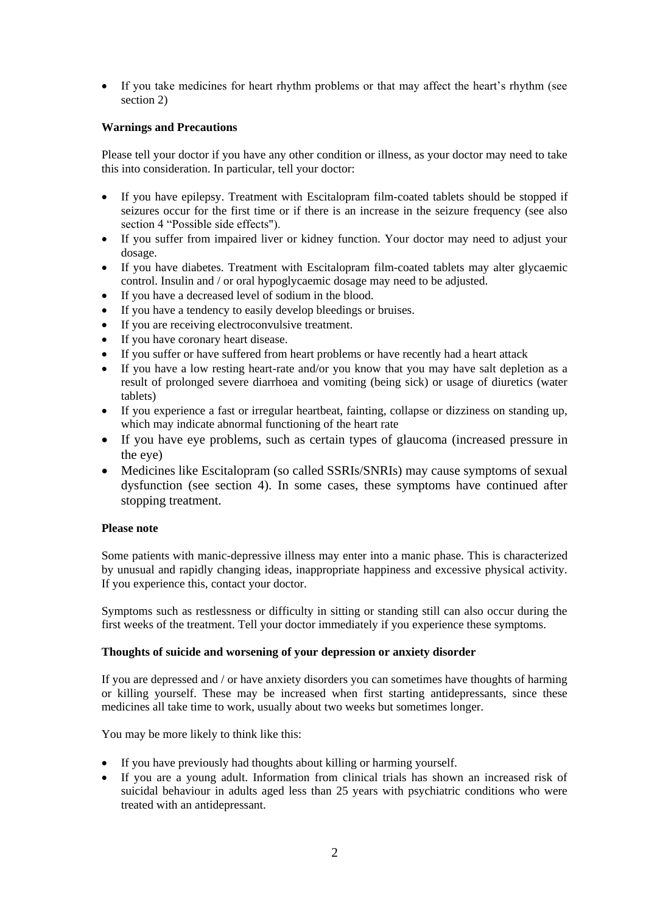- If you take medicines for heart rhythm problems or that may affect the heart's rhythm (see section 2)

**Warnings and Precautions**

Please tell your doctor if you have any other condition or illness, as your doctor may need to take this into consideration. In particular, tell your doctor:

- If you have epilepsy. Treatment with Escitalopram film-coated tablets should be stopped if seizures occur for the first time or if there is an increase in the seizure frequency (see also section 4 "Possible side effects").
- If you suffer from impaired liver or kidney function. Your doctor may need to adjust your dosage.
- If you have diabetes. Treatment with Escitalopram film-coated tablets may alter glycaemic control. Insulin and / or oral hypoglycaemic dosage may need to be adjusted.
- If you have a decreased level of sodium in the blood.
- If you have a tendency to easily develop bleedings or bruises.
- If you are receiving electroconvulsive treatment.
- If you have coronary heart disease.
- If you suffer or have suffered from heart problems or have recently had a heart attack
- If you have a low resting heart-rate and/or you know that you may have salt depletion as a result of prolonged severe diarrhoea and vomiting (being sick) or usage of diuretics (water tablets)
- If you experience a fast or irregular heartbeat, fainting, collapse or dizziness on standing up, which may indicate abnormal functioning of the heart rate
- If you have eye problems, such as certain types of glaucoma (increased pressure in the eye)
- Medicines like Escitalopram (so called SSRIs/SNRIs) may cause symptoms of sexual dysfunction (see section 4). In some cases, these symptoms have continued after stopping treatment.

**Please note**

Some patients with manic-depressive illness may enter into a manic phase. This is characterized by unusual and rapidly changing ideas, inappropriate happiness and excessive physical activity. If you experience this, contact your doctor.

Symptoms such as restlessness or difficulty in sitting or standing still can also occur during the first weeks of the treatment. Tell your doctor immediately if you experience these symptoms.

**Thoughts of suicide and worsening of your depression or anxiety disorder**

If you are depressed and / or have anxiety disorders you can sometimes have thoughts of harming or killing yourself. These may be increased when first starting antidepressants, since these medicines all take time to work, usually about two weeks but sometimes longer.

You may be more likely to think like this:

- If you have previously had thoughts about killing or harming yourself.
- If you are a young adult. Information from clinical trials has shown an increased risk of suicidal behaviour in adults aged less than 25 years with psychiatric conditions who were treated with an antidepressant.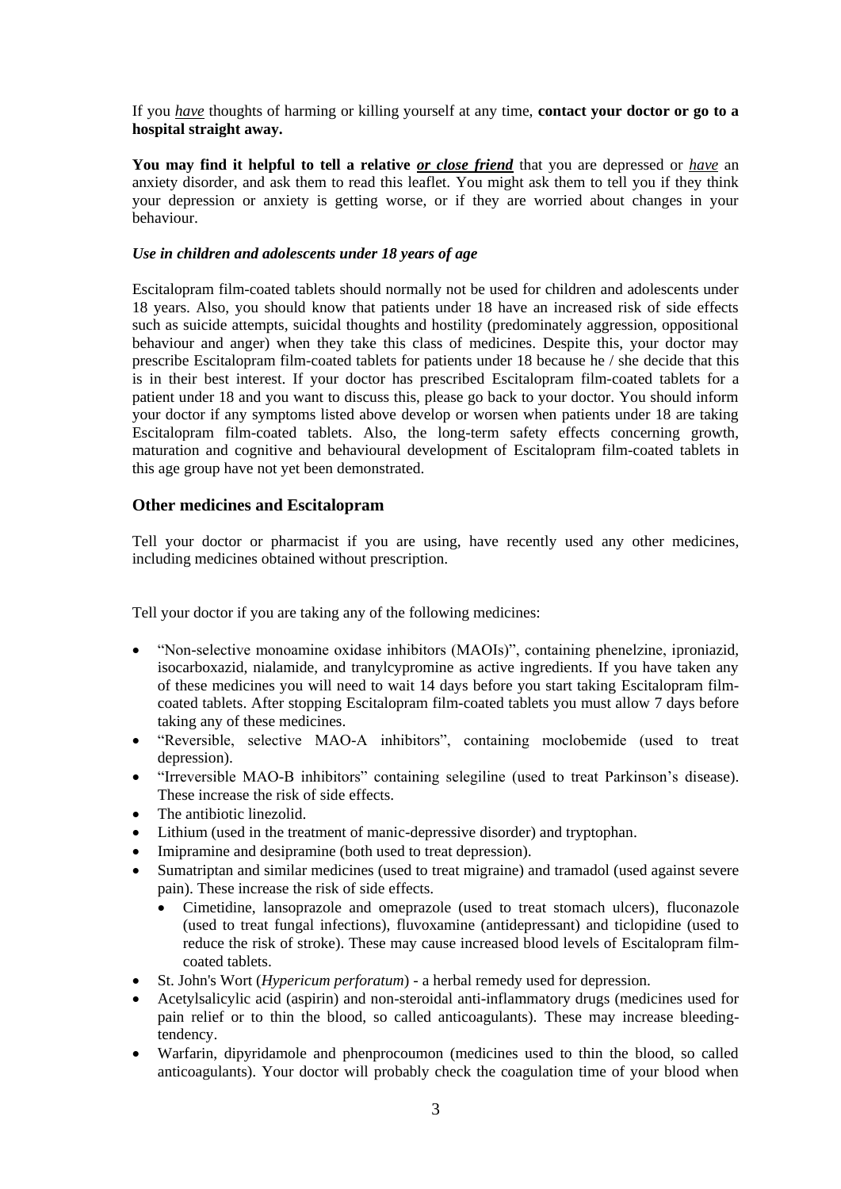If you *have* thoughts of harming or killing yourself at any time, **contact your doctor or go to a hospital straight away.**

**You may find it helpful to tell a relative *or close friend*** that you are depressed or *have* an anxiety disorder, and ask them to read this leaflet. You might ask them to tell you if they think your depression or anxiety is getting worse, or if they are worried about changes in your behaviour.

***Use in children and adolescents under 18 years of age***

Escitalopram film-coated tablets should normally not be used for children and adolescents under 18 years. Also, you should know that patients under 18 have an increased risk of side effects such as suicide attempts, suicidal thoughts and hostility (predominately aggression, oppositional behaviour and anger) when they take this class of medicines. Despite this, your doctor may prescribe Escitalopram film-coated tablets for patients under 18 because he / she decide that this is in their best interest. If your doctor has prescribed Escitalopram film-coated tablets for a patient under 18 and you want to discuss this, please go back to your doctor. You should inform your doctor if any symptoms listed above develop or worsen when patients under 18 are taking Escitalopram film-coated tablets. Also, the long-term safety effects concerning growth, maturation and cognitive and behavioural development of Escitalopram film-coated tablets in this age group have not yet been demonstrated.

## Other medicines and Escitalopram

Tell your doctor or pharmacist if you are using, have recently used any other medicines, including medicines obtained without prescription.

Tell your doctor if you are taking any of the following medicines:

- "Non-selective monoamine oxidase inhibitors (MAOIs)", containing phenelzine, iproniazid, isocarboxazid, nialamide, and tranylcypromine as active ingredients. If you have taken any of these medicines you will need to wait 14 days before you start taking Escitalopram film-coated tablets. After stopping Escitalopram film-coated tablets you must allow 7 days before taking any of these medicines.
- "Reversible, selective MAO-A inhibitors", containing moclobemide (used to treat depression).
- "Irreversible MAO-B inhibitors" containing selegiline (used to treat Parkinson's disease). These increase the risk of side effects.
- The antibiotic linezolid.
- Lithium (used in the treatment of manic-depressive disorder) and tryptophan.
- Imipramine and desipramine (both used to treat depression).
- Sumatriptan and similar medicines (used to treat migraine) and tramadol (used against severe pain). These increase the risk of side effects.
    - Cimetidine, lansoprazole and omeprazole (used to treat stomach ulcers), fluconazole (used to treat fungal infections), fluvoxamine (antidepressant) and ticlopidine (used to reduce the risk of stroke). These may cause increased blood levels of Escitalopram film-coated tablets.
- St. John's Wort (*Hypericum perforatum*) - a herbal remedy used for depression.
- Acetylsalicylic acid (aspirin) and non-steroidal anti-inflammatory drugs (medicines used for pain relief or to thin the blood, so called anticoagulants). These may increase bleeding-tendency.
- Warfarin, dipyridamole and phenprocoumon (medicines used to thin the blood, so called anticoagulants). Your doctor will probably check the coagulation time of your blood when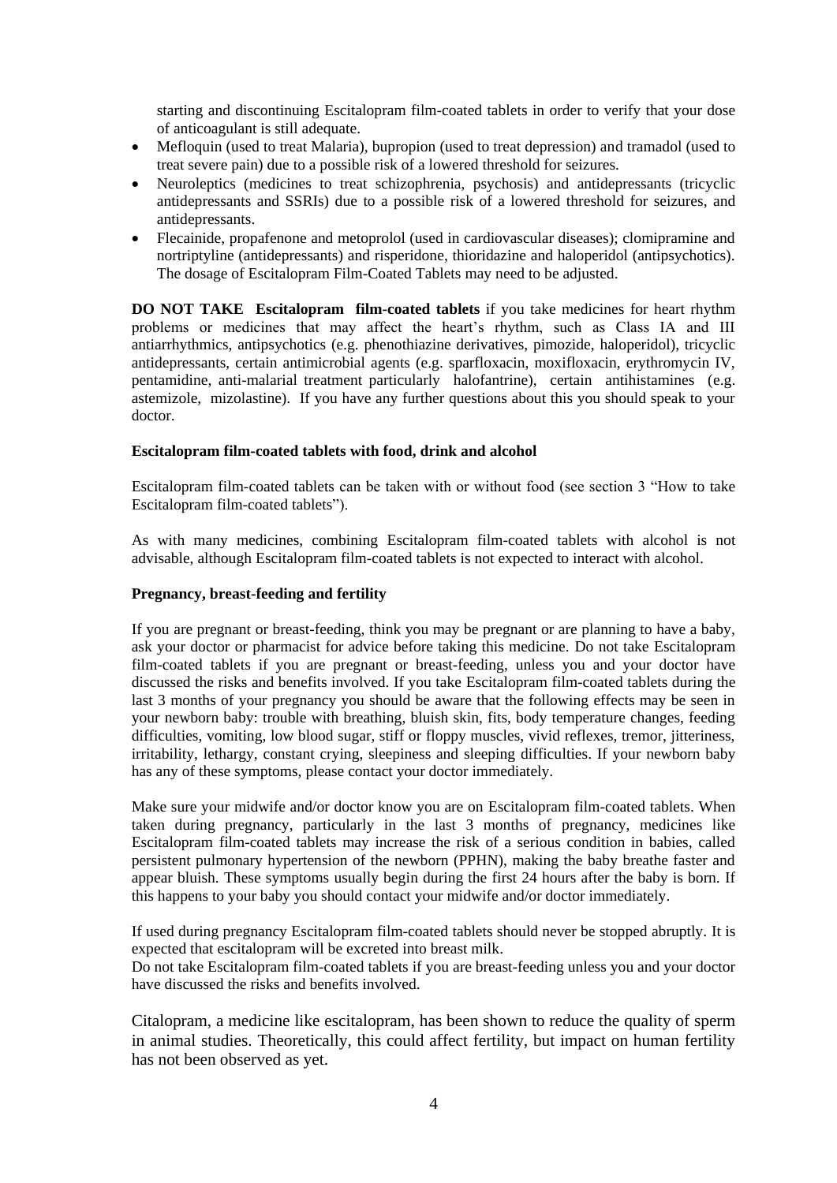starting and discontinuing Escitalopram film-coated tablets in order to verify that your dose of anticoagulant is still adequate.

- Mefloquin (used to treat Malaria), bupropion (used to treat depression) and tramadol (used to treat severe pain) due to a possible risk of a lowered threshold for seizures.
- Neuroleptics (medicines to treat schizophrenia, psychosis) and antidepressants (tricyclic antidepressants and SSRIs) due to a possible risk of a lowered threshold for seizures, and antidepressants.
- Flecainide, propafenone and metoprolol (used in cardiovascular diseases); clomipramine and nortriptyline (antidepressants) and risperidone, thioridazine and haloperidol (antipsychotics). The dosage of Escitalopram Film-Coated Tablets may need to be adjusted.

**DO NOT TAKE Escitalopram film-coated tablets** if you take medicines for heart rhythm problems or medicines that may affect the heart's rhythm, such as Class IA and III antiarrhythmics, antipsychotics (e.g. phenothiazine derivatives, pimozide, haloperidol), tricyclic antidepressants, certain antimicrobial agents (e.g. sparfloxacin, moxifloxacin, erythromycin IV, pentamidine, anti-malarial treatment particularly halofantrine), certain antihistamines (e.g. astemizole, mizolastine). If you have any further questions about this you should speak to your doctor.

**Escitalopram film-coated tablets with food, drink and alcohol**

Escitalopram film-coated tablets can be taken with or without food (see section 3 "How to take Escitalopram film-coated tablets").

As with many medicines, combining Escitalopram film-coated tablets with alcohol is not advisable, although Escitalopram film-coated tablets is not expected to interact with alcohol.

**Pregnancy, breast-feeding and fertility**

If you are pregnant or breast-feeding, think you may be pregnant or are planning to have a baby, ask your doctor or pharmacist for advice before taking this medicine. Do not take Escitalopram film-coated tablets if you are pregnant or breast-feeding, unless you and your doctor have discussed the risks and benefits involved. If you take Escitalopram film-coated tablets during the last 3 months of your pregnancy you should be aware that the following effects may be seen in your newborn baby: trouble with breathing, bluish skin, fits, body temperature changes, feeding difficulties, vomiting, low blood sugar, stiff or floppy muscles, vivid reflexes, tremor, jitteriness, irritability, lethargy, constant crying, sleepiness and sleeping difficulties. If your newborn baby has any of these symptoms, please contact your doctor immediately.

Make sure your midwife and/or doctor know you are on Escitalopram film-coated tablets. When taken during pregnancy, particularly in the last 3 months of pregnancy, medicines like Escitalopram film-coated tablets may increase the risk of a serious condition in babies, called persistent pulmonary hypertension of the newborn (PPHN), making the baby breathe faster and appear bluish. These symptoms usually begin during the first 24 hours after the baby is born. If this happens to your baby you should contact your midwife and/or doctor immediately.

If used during pregnancy Escitalopram film-coated tablets should never be stopped abruptly. It is expected that escitalopram will be excreted into breast milk.
Do not take Escitalopram film-coated tablets if you are breast-feeding unless you and your doctor have discussed the risks and benefits involved.

Citalopram, a medicine like escitalopram, has been shown to reduce the quality of sperm in animal studies. Theoretically, this could affect fertility, but impact on human fertility has not been observed as yet.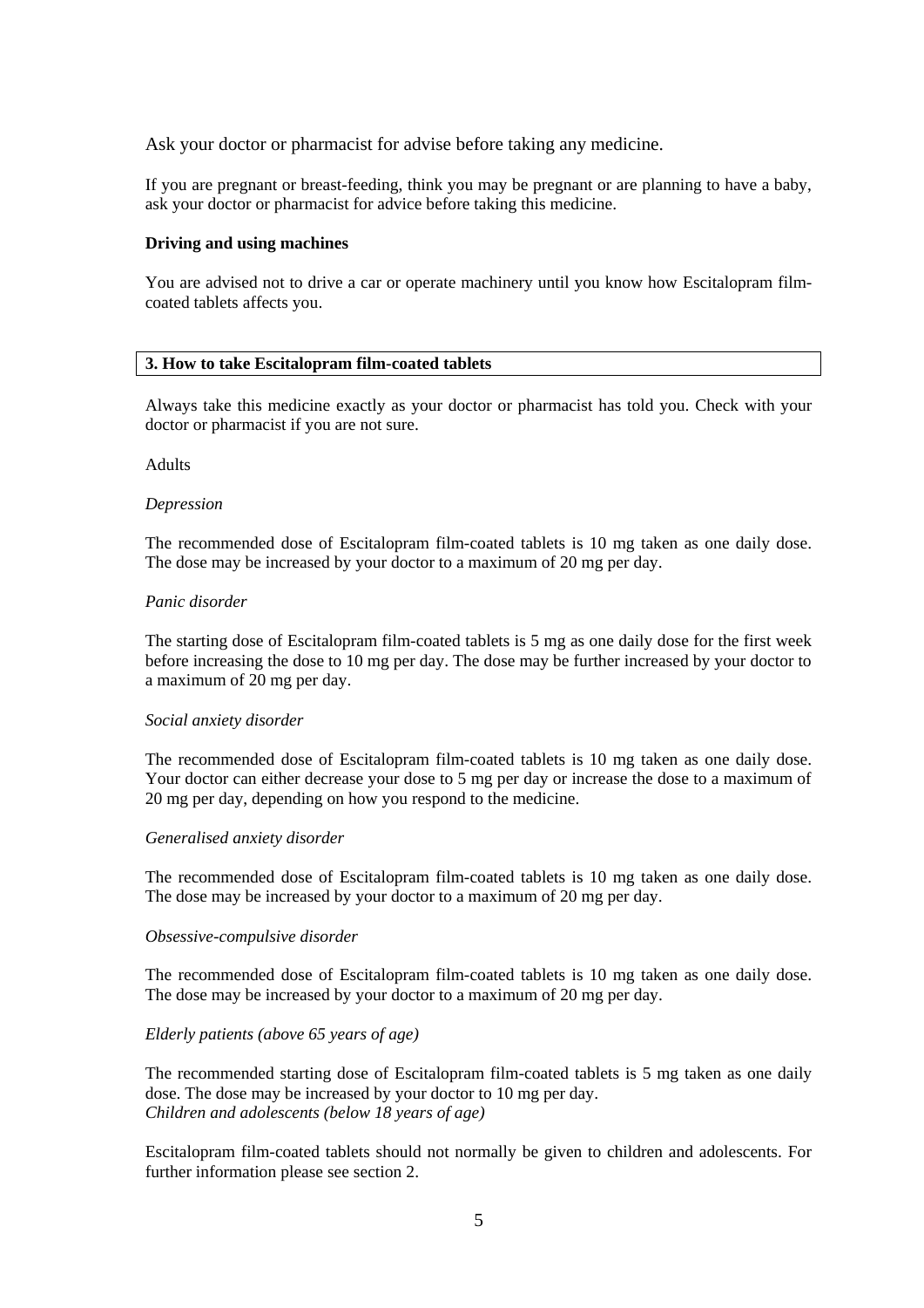Ask your doctor or pharmacist for advise before taking any medicine.

If you are pregnant or breast-feeding, think you may be pregnant or are planning to have a baby, ask your doctor or pharmacist for advice before taking this medicine.

**Driving and using machines**

You are advised not to drive a car or operate machinery until you know how Escitalopram film-coated tablets affects you.

## 3. How to take Escitalopram film-coated tablets

Always take this medicine exactly as your doctor or pharmacist has told you. Check with your doctor or pharmacist if you are not sure.

Adults

*Depression*

The recommended dose of Escitalopram film-coated tablets is 10 mg taken as one daily dose. The dose may be increased by your doctor to a maximum of 20 mg per day.

*Panic disorder*

The starting dose of Escitalopram film-coated tablets is 5 mg as one daily dose for the first week before increasing the dose to 10 mg per day. The dose may be further increased by your doctor to a maximum of 20 mg per day.

*Social anxiety disorder*

The recommended dose of Escitalopram film-coated tablets is 10 mg taken as one daily dose. Your doctor can either decrease your dose to 5 mg per day or increase the dose to a maximum of 20 mg per day, depending on how you respond to the medicine.

*Generalised anxiety disorder*

The recommended dose of Escitalopram film-coated tablets is 10 mg taken as one daily dose. The dose may be increased by your doctor to a maximum of 20 mg per day.

*Obsessive-compulsive disorder*

The recommended dose of Escitalopram film-coated tablets is 10 mg taken as one daily dose. The dose may be increased by your doctor to a maximum of 20 mg per day.

*Elderly patients (above 65 years of age)*

The recommended starting dose of Escitalopram film-coated tablets is 5 mg taken as one daily dose. The dose may be increased by your doctor to 10 mg per day.

*Children and adolescents (below 18 years of age)*

Escitalopram film-coated tablets should not normally be given to children and adolescents. For further information please see section 2.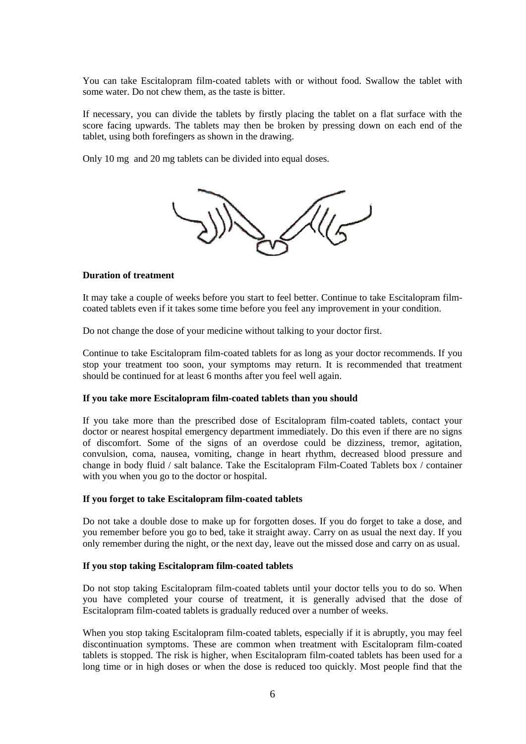You can take Escitalopram film-coated tablets with or without food. Swallow the tablet with some water. Do not chew them, as the taste is bitter.

If necessary, you can divide the tablets by firstly placing the tablet on a flat surface with the score facing upwards. The tablets may then be broken by pressing down on each end of the tablet, using both forefingers as shown in the drawing.

Only 10 mg and 20 mg tablets can be divided into equal doses.

**Duration of treatment**

It may take a couple of weeks before you start to feel better. Continue to take Escitalopram film-coated tablets even if it takes some time before you feel any improvement in your condition.

Do not change the dose of your medicine without talking to your doctor first.

Continue to take Escitalopram film-coated tablets for as long as your doctor recommends. If you stop your treatment too soon, your symptoms may return. It is recommended that treatment should be continued for at least 6 months after you feel well again.

**If you take more Escitalopram film-coated tablets than you should**

If you take more than the prescribed dose of Escitalopram film-coated tablets, contact your doctor or nearest hospital emergency department immediately. Do this even if there are no signs of discomfort. Some of the signs of an overdose could be dizziness, tremor, agitation, convulsion, coma, nausea, vomiting, change in heart rhythm, decreased blood pressure and change in body fluid / salt balance. Take the Escitalopram Film-Coated Tablets box / container with you when you go to the doctor or hospital.

**If you forget to take Escitalopram film-coated tablets**

Do not take a double dose to make up for forgotten doses. If you do forget to take a dose, and you remember before you go to bed, take it straight away. Carry on as usual the next day. If you only remember during the night, or the next day, leave out the missed dose and carry on as usual.

**If you stop taking Escitalopram film-coated tablets**

Do not stop taking Escitalopram film-coated tablets until your doctor tells you to do so. When you have completed your course of treatment, it is generally advised that the dose of Escitalopram film-coated tablets is gradually reduced over a number of weeks.

When you stop taking Escitalopram film-coated tablets, especially if it is abruptly, you may feel discontinuation symptoms. These are common when treatment with Escitalopram film-coated tablets is stopped. The risk is higher, when Escitalopram film-coated tablets has been used for a long time or in high doses or when the dose is reduced too quickly. Most people find that the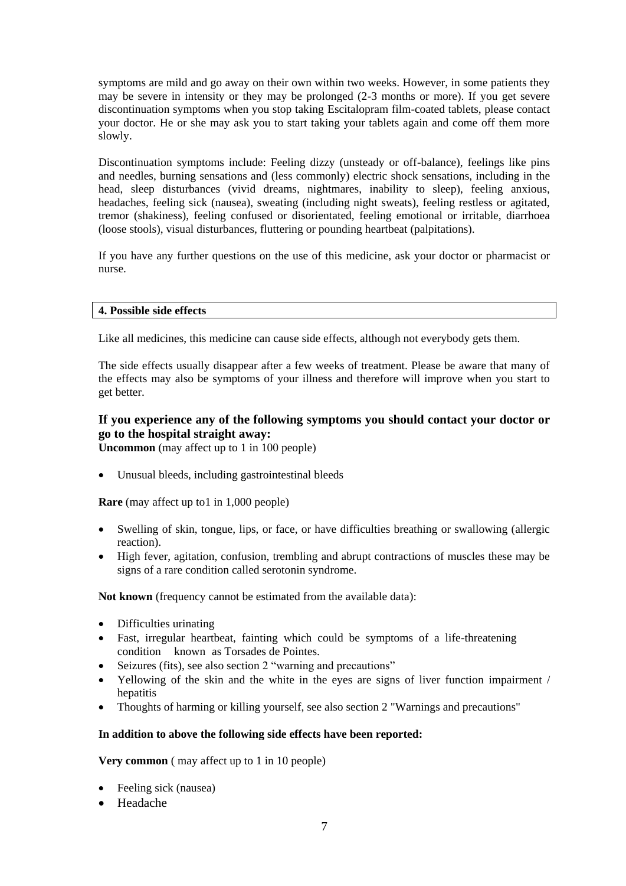symptoms are mild and go away on their own within two weeks. However, in some patients they may be severe in intensity or they may be prolonged (2-3 months or more). If you get severe discontinuation symptoms when you stop taking Escitalopram film-coated tablets, please contact your doctor. He or she may ask you to start taking your tablets again and come off them more slowly.

Discontinuation symptoms include: Feeling dizzy (unsteady or off-balance), feelings like pins and needles, burning sensations and (less commonly) electric shock sensations, including in the head, sleep disturbances (vivid dreams, nightmares, inability to sleep), feeling anxious, headaches, feeling sick (nausea), sweating (including night sweats), feeling restless or agitated, tremor (shakiness), feeling confused or disorientated, feeling emotional or irritable, diarrhoea (loose stools), visual disturbances, fluttering or pounding heartbeat (palpitations).

If you have any further questions on the use of this medicine, ask your doctor or pharmacist or nurse.

## 4. Possible side effects

Like all medicines, this medicine can cause side effects, although not everybody gets them.

The side effects usually disappear after a few weeks of treatment. Please be aware that many of the effects may also be symptoms of your illness and therefore will improve when you start to get better.

### If you experience any of the following symptoms you should contact your doctor or go to the hospital straight away:

**Uncommon** (may affect up to 1 in 100 people)

- Unusual bleeds, including gastrointestinal bleeds

**Rare** (may affect up to1 in 1,000 people)

- Swelling of skin, tongue, lips, or face, or have difficulties breathing or swallowing (allergic reaction).
- High fever, agitation, confusion, trembling and abrupt contractions of muscles these may be signs of a rare condition called serotonin syndrome.

**Not known** (frequency cannot be estimated from the available data):

- Difficulties urinating
- Fast, irregular heartbeat, fainting which could be symptoms of a life-threatening condition known as Torsades de Pointes.
- Seizures (fits), see also section 2 "warning and precautions"
- Yellowing of the skin and the white in the eyes are signs of liver function impairment / hepatitis
- Thoughts of harming or killing yourself, see also section 2 "Warnings and precautions"

**In addition to above the following side effects have been reported:**

**Very common** ( may affect up to 1 in 10 people)

- Feeling sick (nausea)
- Headache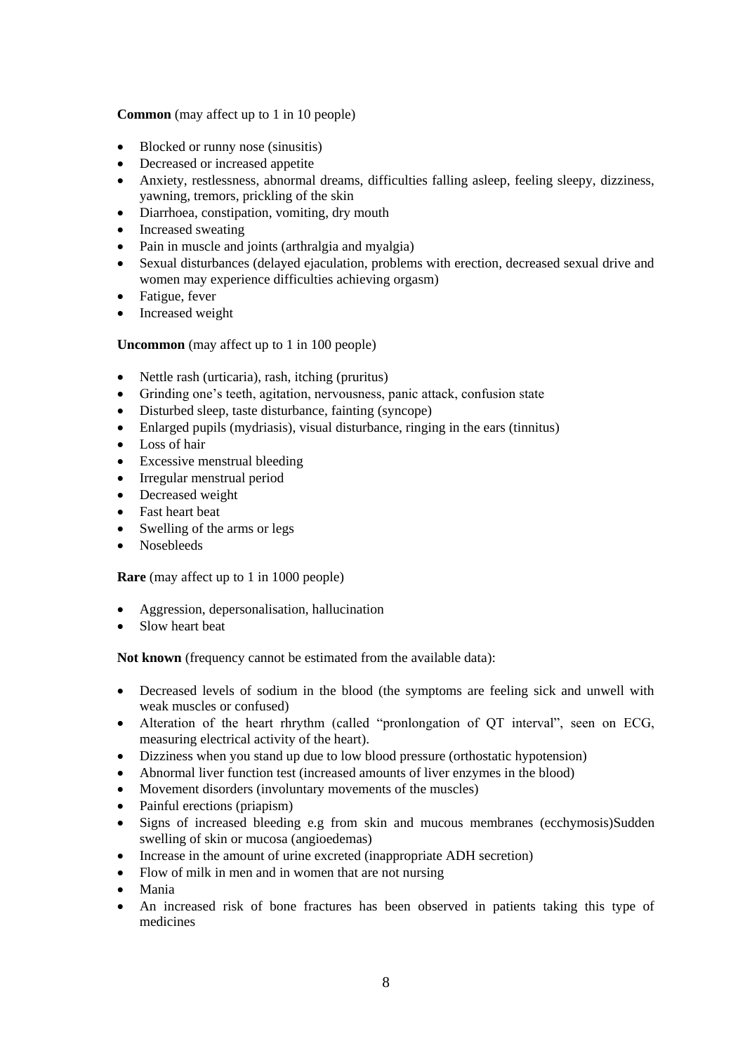**Common** (may affect up to 1 in 10 people)

- Blocked or runny nose (sinusitis)
- Decreased or increased appetite
- Anxiety, restlessness, abnormal dreams, difficulties falling asleep, feeling sleepy, dizziness, yawning, tremors, prickling of the skin
- Diarrhoea, constipation, vomiting, dry mouth
- Increased sweating
- Pain in muscle and joints (arthralgia and myalgia)
- Sexual disturbances (delayed ejaculation, problems with erection, decreased sexual drive and women may experience difficulties achieving orgasm)
- Fatigue, fever
- Increased weight

**Uncommon** (may affect up to 1 in 100 people)

- Nettle rash (urticaria), rash, itching (pruritus)
- Grinding one's teeth, agitation, nervousness, panic attack, confusion state
- Disturbed sleep, taste disturbance, fainting (syncope)
- Enlarged pupils (mydriasis), visual disturbance, ringing in the ears (tinnitus)
- Loss of hair
- Excessive menstrual bleeding
- Irregular menstrual period
- Decreased weight
- Fast heart beat
- Swelling of the arms or legs
- Nosebleeds

**Rare** (may affect up to 1 in 1000 people)

- Aggression, depersonalisation, hallucination
- Slow heart beat

**Not known** (frequency cannot be estimated from the available data):

- Decreased levels of sodium in the blood (the symptoms are feeling sick and unwell with weak muscles or confused)
- Alteration of the heart rhrythm (called "pronlongation of QT interval", seen on ECG, measuring electrical activity of the heart).
- Dizziness when you stand up due to low blood pressure (orthostatic hypotension)
- Abnormal liver function test (increased amounts of liver enzymes in the blood)
- Movement disorders (involuntary movements of the muscles)
- Painful erections (priapism)
- Signs of increased bleeding e.g from skin and mucous membranes (ecchymosis)Sudden swelling of skin or mucosa (angioedemas)
- Increase in the amount of urine excreted (inappropriate ADH secretion)
- Flow of milk in men and in women that are not nursing
- Mania
- An increased risk of bone fractures has been observed in patients taking this type of medicines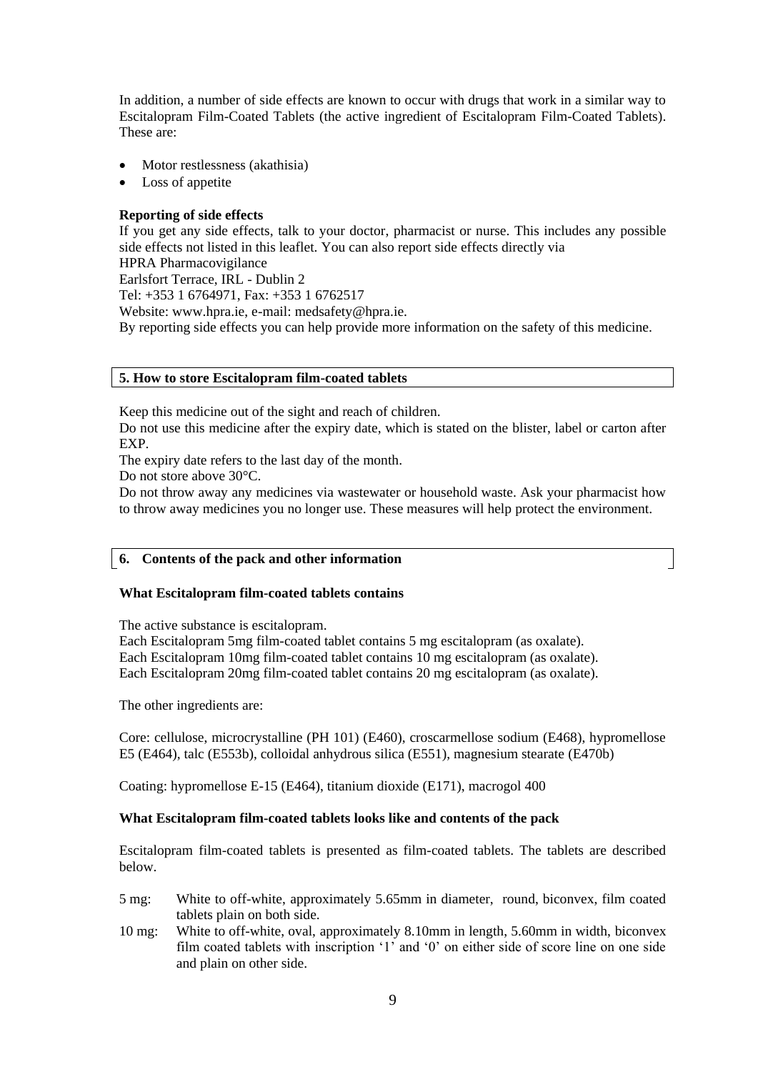In addition, a number of side effects are known to occur with drugs that work in a similar way to Escitalopram Film-Coated Tablets (the active ingredient of Escitalopram Film-Coated Tablets). These are:

- Motor restlessness (akathisia)
- Loss of appetite

**Reporting of side effects**

If you get any side effects, talk to your doctor, pharmacist or nurse. This includes any possible side effects not listed in this leaflet. You can also report side effects directly via
HPRA Pharmacovigilance
Earlsfort Terrace, IRL - Dublin 2
Tel: +353 1 6764971, Fax: +353 1 6762517
Website: www.hpra.ie, e-mail: medsafety@hpra.ie.
By reporting side effects you can help provide more information on the safety of this medicine.

## 5. How to store Escitalopram film-coated tablets

Keep this medicine out of the sight and reach of children.
Do not use this medicine after the expiry date, which is stated on the blister, label or carton after EXP.
The expiry date refers to the last day of the month.
Do not store above 30°C.
Do not throw away any medicines via wastewater or household waste. Ask your pharmacist how to throw away medicines you no longer use. These measures will help protect the environment.

## 6. Contents of the pack and other information

**What Escitalopram film-coated tablets contains**

The active substance is escitalopram.
Each Escitalopram 5mg film-coated tablet contains 5 mg escitalopram (as oxalate).
Each Escitalopram 10mg film-coated tablet contains 10 mg escitalopram (as oxalate).
Each Escitalopram 20mg film-coated tablet contains 20 mg escitalopram (as oxalate).

The other ingredients are:

Core: cellulose, microcrystalline (PH 101) (E460), croscarmellose sodium (E468), hypromellose E5 (E464), talc (E553b), colloidal anhydrous silica (E551), magnesium stearate (E470b)

Coating: hypromellose E-15 (E464), titanium dioxide (E171), macrogol 400

**What Escitalopram film-coated tablets looks like and contents of the pack**

Escitalopram film-coated tablets is presented as film-coated tablets. The tablets are described below.

5 mg: White to off-white, approximately 5.65mm in diameter, round, biconvex, film coated tablets plain on both side.

10 mg: White to off-white, oval, approximately 8.10mm in length, 5.60mm in width, biconvex film coated tablets with inscription '1' and '0' on either side of score line on one side and plain on other side.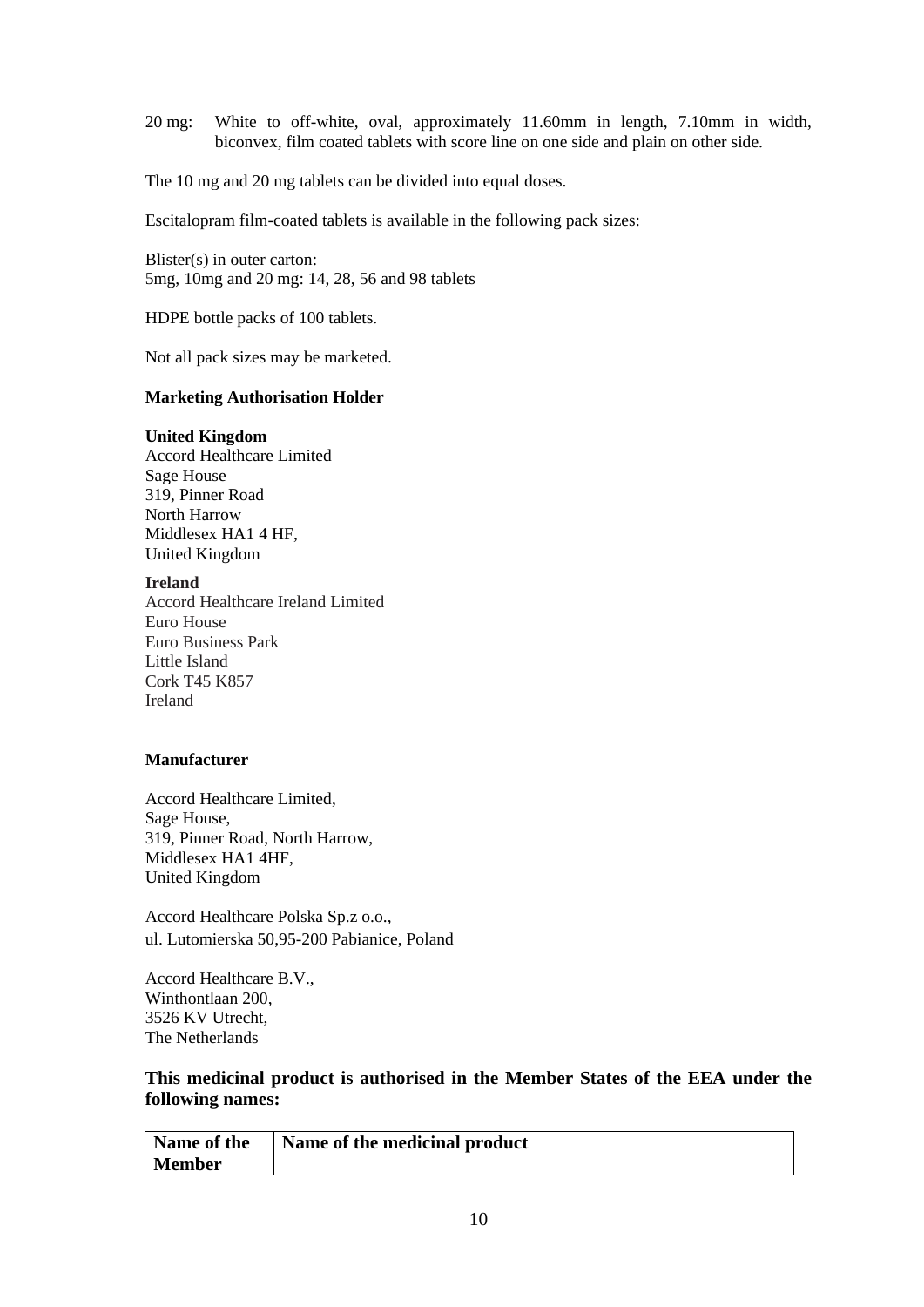20 mg: White to off-white, oval, approximately 11.60mm in length, 7.10mm in width, biconvex, film coated tablets with score line on one side and plain on other side.

The 10 mg and 20 mg tablets can be divided into equal doses.

Escitalopram film-coated tablets is available in the following pack sizes:

Blister(s) in outer carton:
5mg, 10mg and 20 mg: 14, 28, 56 and 98 tablets

HDPE bottle packs of 100 tablets.

Not all pack sizes may be marketed.

**Marketing Authorisation Holder**

**United Kingdom**
Accord Healthcare Limited
Sage House
319, Pinner Road
North Harrow
Middlesex HA1 4 HF,
United Kingdom

**Ireland**
Accord Healthcare Ireland Limited
Euro House
Euro Business Park
Little Island
Cork T45 K857
Ireland

**Manufacturer**

Accord Healthcare Limited,
Sage House,
319, Pinner Road, North Harrow,
Middlesex HA1 4HF,
United Kingdom

Accord Healthcare Polska Sp.z o.o.,
ul. Lutomierska 50,95-200 Pabianice, Poland

Accord Healthcare B.V.,
Winthontlaan 200,
3526 KV Utrecht,
The Netherlands

**This medicinal product is authorised in the Member States of the EEA under the following names:**

| Name of the Member | Name of the medicinal product |
|---|---|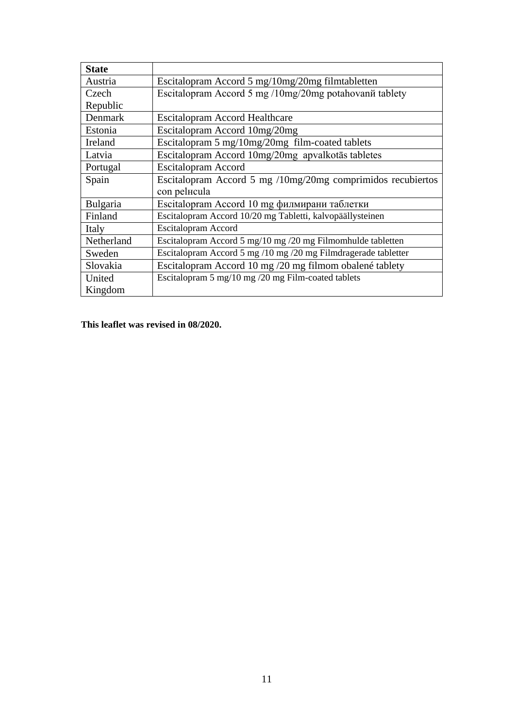| State | |
|---|---|
| Austria | Escitalopram Accord 5 mg/10mg/20mg filmtabletten |
| Czech Republic | Escitalopram Accord 5 mg /10mg/20mg potahovaнй tablety |
| Denmark | Escitalopram Accord Healthcare |
| Estonia | Escitalopram Accord 10mg/20mg |
| Ireland | Escitalopram 5 mg/10mg/20mg film-coated tablets |
| Latvia | Escitalopram Accord 10mg/20mg apvalkotās tabletes |
| Portugal | Escitalopram Accord |
| Spain | Escitalopram Accord 5 mg /10mg/20mg comprimidos recubiertos con pelнcula |
| Bulgaria | Escitalopram Accord 10 mg филмирани таблетки |
| Finland | Escitalopram Accord 10/20 mg Tabletti, kalvopäällysteinen |
| Italy | Escitalopram Accord |
| Netherland | Escitalopram Accord 5 mg/10 mg /20 mg Filmomhulde tabletten |
| Sweden | Escitalopram Accord 5 mg /10 mg /20 mg Filmdragerade tabletter |
| Slovakia | Escitalopram Accord 10 mg /20 mg filmom obalené tablety |
| United Kingdom | Escitalopram 5 mg/10 mg /20 mg Film-coated tablets |

**This leaflet was revised in 08/2020.**